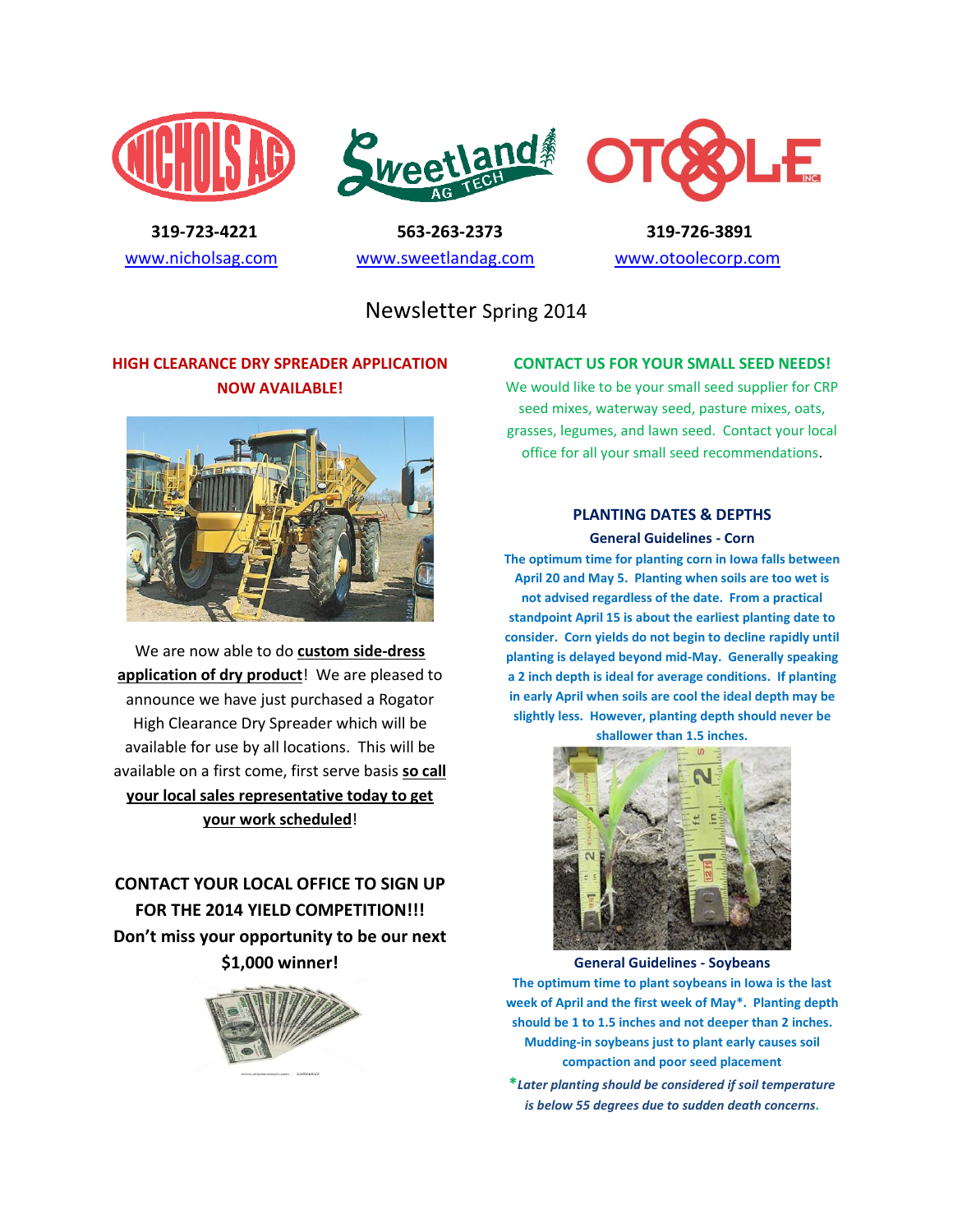319-723-4221
www.nicholsag.com

563-263-2373
www.sweetlandag.com

319-726-3891
www.otoolecorp.com

# Newsletter Spring 2014

## HIGH CLEARANCE DRY SPREADER APPLICATION NOW AVAILABLE!

We are now able to do **custom side-dress application of dry product**! We are pleased to announce we have just purchased a Rogator High Clearance Dry Spreader which will be available for use by all locations. This will be available on a first come, first serve basis **so call your local sales representative today to get your work scheduled**!

**CONTACT YOUR LOCAL OFFICE TO SIGN UP FOR THE 2014 YIELD COMPETITION!!! Don't miss your opportunity to be our next $1,000 winner!**

## CONTACT US FOR YOUR SMALL SEED NEEDS!

We would like to be your small seed supplier for CRP seed mixes, waterway seed, pasture mixes, oats, grasses, legumes, and lawn seed. Contact your local office for all your small seed recommendations.

## PLANTING DATES & DEPTHS

### General Guidelines - Corn

**The optimum time for planting corn in Iowa falls between April 20 and May 5. Planting when soils are too wet is not advised regardless of the date. From a practical standpoint April 15 is about the earliest planting date to consider. Corn yields do not begin to decline rapidly until planting is delayed beyond mid-May. Generally speaking a 2 inch depth is ideal for average conditions. If planting in early April when soils are cool the ideal depth may be slightly less. However, planting depth should never be shallower than 1.5 inches.**

### General Guidelines - Soybeans

**The optimum time to plant soybeans in Iowa is the last week of April and the first week of May*. Planting depth should be 1 to 1.5 inches and not deeper than 2 inches. Mudding-in soybeans just to plant early causes soil compaction and poor seed placement**

****Later planting should be considered if soil temperature is below 55 degrees due to sudden death concerns.***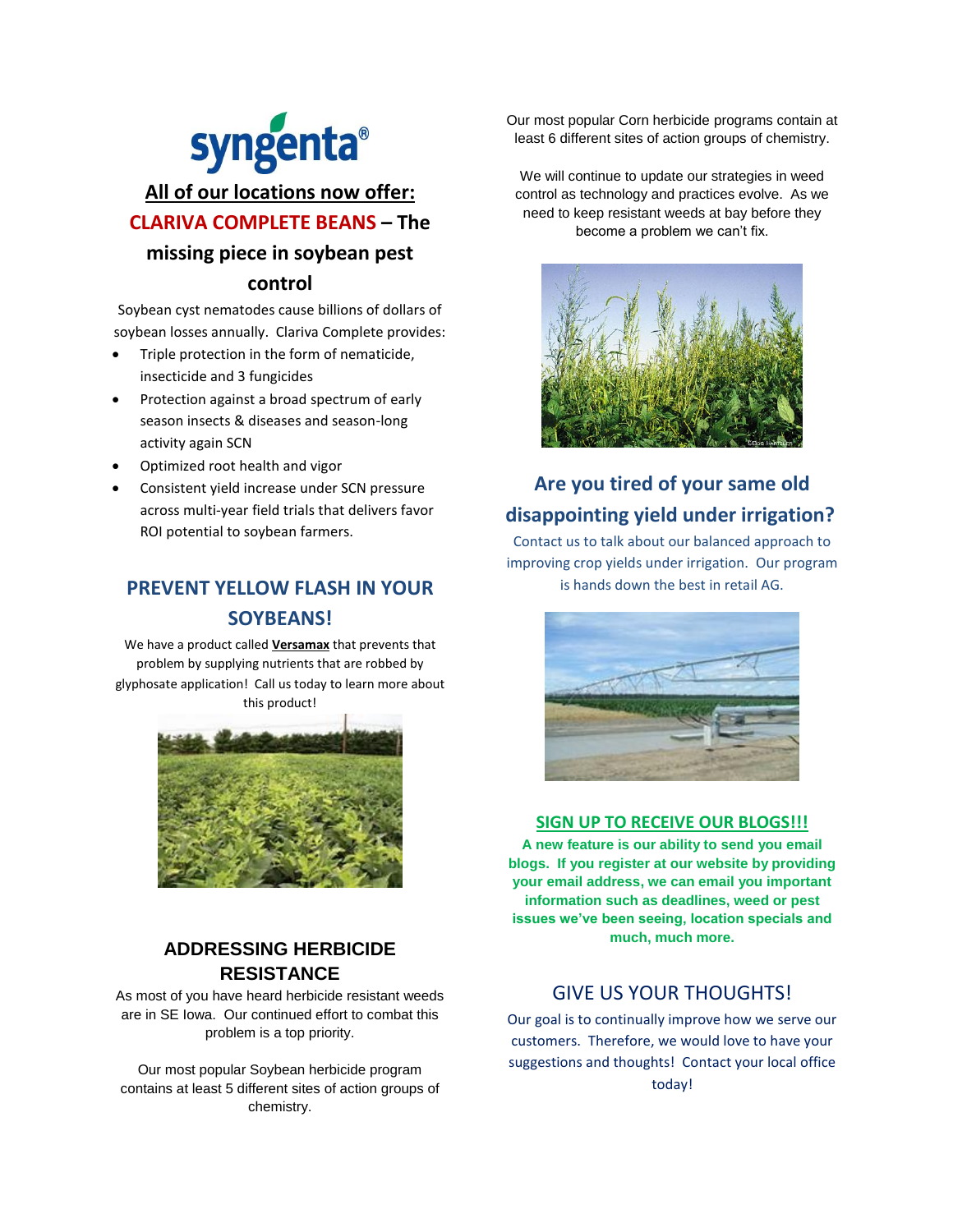syngenta®

## All of our locations now offer:

## CLARIVA COMPLETE BEANS – The missing piece in soybean pest control

Soybean cyst nematodes cause billions of dollars of soybean losses annually. Clariva Complete provides:

- Triple protection in the form of nematicide, insecticide and 3 fungicides
- Protection against a broad spectrum of early season insects & diseases and season-long activity again SCN
- Optimized root health and vigor
- Consistent yield increase under SCN pressure across multi-year field trials that delivers favor ROI potential to soybean farmers.

## PREVENT YELLOW FLASH IN YOUR SOYBEANS!

We have a product called **Versamax** that prevents that problem by supplying nutrients that are robbed by glyphosate application! Call us today to learn more about this product!

## ADDRESSING HERBICIDE RESISTANCE

As most of you have heard herbicide resistant weeds are in SE Iowa. Our continued effort to combat this problem is a top priority.

Our most popular Soybean herbicide program contains at least 5 different sites of action groups of chemistry.

Our most popular Corn herbicide programs contain at least 6 different sites of action groups of chemistry.

We will continue to update our strategies in weed control as technology and practices evolve. As we need to keep resistant weeds at bay before they become a problem we can't fix.

## Are you tired of your same old disappointing yield under irrigation?

Contact us to talk about our balanced approach to improving crop yields under irrigation. Our program is hands down the best in retail AG.

## SIGN UP TO RECEIVE OUR BLOGS!!!

**A new feature is our ability to send you email blogs. If you register at our website by providing your email address, we can email you important information such as deadlines, weed or pest issues we've been seeing, location specials and much, much more.**

## GIVE US YOUR THOUGHTS!

Our goal is to continually improve how we serve our customers. Therefore, we would love to have your suggestions and thoughts! Contact your local office today!